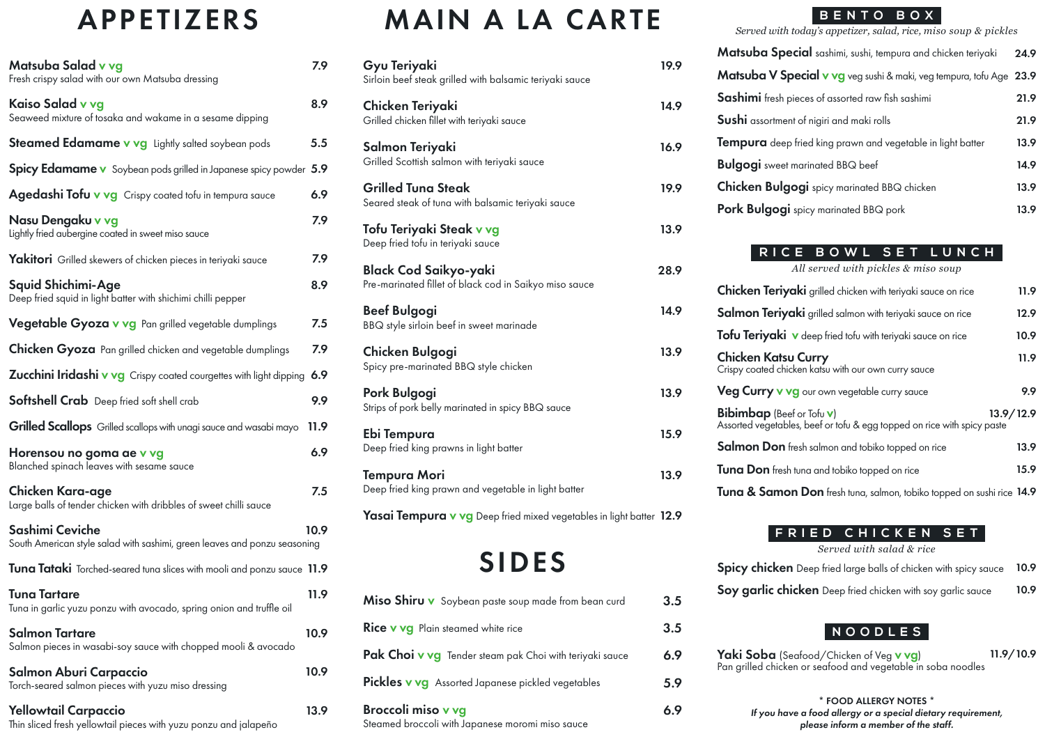# APPETIZERS

**Matsuba Salad** v vg — 7.9
Fresh crispy salad with our own Matsuba dressing

**Kaiso Salad** v vg — 8.9
Seaweed mixture of tosaka and wakame in a sesame dipping

**Steamed Edamame** v vg Lightly salted soybean pods — 5.5

**Spicy Edamame** v Soybean pods grilled in Japanese spicy powder — 5.9

**Agedashi Tofu** v vg Crispy coated tofu in tempura sauce — 6.9

**Nasu Dengaku** v vg — 7.9
Lightly fried aubergine coated in sweet miso sauce

**Yakitori** Grilled skewers of chicken pieces in teriyaki sauce — 7.9

**Squid Shichimi-Age** — 8.9
Deep fried squid in light batter with shichimi chilli pepper

**Vegetable Gyoza** v vg Pan grilled vegetable dumplings — 7.5

**Chicken Gyoza** Pan grilled chicken and vegetable dumplings — 7.9

**Zucchini Iridashi** v vg Crispy coated courgettes with light dipping — 6.9

**Softshell Crab** Deep fried soft shell crab — 9.9

**Grilled Scallops** Grilled scallops with unagi sauce and wasabi mayo — 11.9

**Horensou no goma ae** v vg — 6.9
Blanched spinach leaves with sesame sauce

**Chicken Kara-age** — 7.5
Large balls of tender chicken with dribbles of sweet chilli sauce

**Sashimi Ceviche** — 10.9
South American style salad with sashimi, green leaves and ponzu seasoning

**Tuna Tataki** Torched-seared tuna slices with mooli and ponzu sauce — 11.9

**Tuna Tartare** — 11.9
Tuna in garlic yuzu ponzu with avocado, spring onion and truffle oil

**Salmon Tartare** — 10.9
Salmon pieces in wasabi-soy sauce with chopped mooli & avocado

**Salmon Aburi Carpaccio** — 10.9
Torch-seared salmon pieces with yuzu miso dressing

**Yellowtail Carpaccio** — 13.9
Thin sliced fresh yellowtail pieces with yuzu ponzu and jalapeño

# MAIN A LA CARTE

**Gyu Teriyaki** — 19.9
Sirloin beef steak grilled with balsamic teriyaki sauce

**Chicken Teriyaki** — 14.9
Grilled chicken fillet with teriyaki sauce

**Salmon Teriyaki** — 16.9
Grilled Scottish salmon with teriyaki sauce

**Grilled Tuna Steak** — 19.9
Seared steak of tuna with balsamic teriyaki sauce

**Tofu Teriyaki Steak** v vg — 13.9
Deep fried tofu in teriyaki sauce

**Black Cod Saikyo-yaki** — 28.9
Pre-marinated fillet of black cod in Saikyo miso sauce

**Beef Bulgogi** — 14.9
BBQ style sirloin beef in sweet marinade

**Chicken Bulgogi** — 13.9
Spicy pre-marinated BBQ style chicken

**Pork Bulgogi** — 13.9
Strips of pork belly marinated in spicy BBQ sauce

**Ebi Tempura** — 15.9
Deep fried king prawns in light batter

**Tempura Mori** — 13.9
Deep fried king prawn and vegetable in light batter

**Yasai Tempura** v vg Deep fried mixed vegetables in light batter — 12.9

# SIDES

**Miso Shiru** v Soybean paste soup made from bean curd — 3.5

**Rice** v vg Plain steamed white rice — 3.5

**Pak Choi** v vg Tender steam pak Choi with teriyaki sauce — 6.9

**Pickles** v vg Assorted Japanese pickled vegetables — 5.9

**Broccoli miso** v vg — 6.9
Steamed broccoli with Japanese moromi miso sauce

# BENTO BOX

*Served with today's appetizer, salad, rice, miso soup & pickles*

**Matsuba Special** sashimi, sushi, tempura and chicken teriyaki — 24.9

**Matsuba V Special** v vg veg sushi & maki, veg tempura, tofu Age — 23.9

**Sashimi** fresh pieces of assorted raw fish sashimi — 21.9

**Sushi** assortment of nigiri and maki rolls — 21.9

**Tempura** deep fried king prawn and vegetable in light batter — 13.9

**Bulgogi** sweet marinated BBQ beef — 14.9

**Chicken Bulgogi** spicy marinated BBQ chicken — 13.9

**Pork Bulgogi** spicy marinated BBQ pork — 13.9

# RICE BOWL SET LUNCH

*All served with pickles & miso soup*

**Chicken Teriyaki** grilled chicken with teriyaki sauce on rice — 11.9

**Salmon Teriyaki** grilled salmon with teriyaki sauce on rice — 12.9

**Tofu Teriyaki** v deep fried tofu with teriyaki sauce on rice — 10.9

**Chicken Katsu Curry** — 11.9
Crispy coated chicken katsu with our own curry sauce

**Veg Curry** v vg our own vegetable curry sauce — 9.9

**Bibimbap** (Beef or Tofu v) — 13.9/12.9
Assorted vegetables, beef or tofu & egg topped on rice with spicy paste

**Salmon Don** fresh salmon and tobiko topped on rice — 13.9

**Tuna Don** fresh tuna and tobiko topped on rice — 15.9

**Tuna & Samon Don** fresh tuna, salmon, tobiko topped on sushi rice — 14.9

# FRIED CHICKEN SET

*Served with salad & rice*

**Spicy chicken** Deep fried large balls of chicken with spicy sauce — 10.9

**Soy garlic chicken** Deep fried chicken with soy garlic sauce — 10.9

# NOODLES

**Yaki Soba** (Seafood/Chicken of Veg v vg) — 11.9/10.9
Pan grilled chicken or seafood and vegetable in soba noodles

**\* FOOD ALLERGY NOTES \***

*If you have a food allergy or a special dietary requirement, please inform a member of the staff.*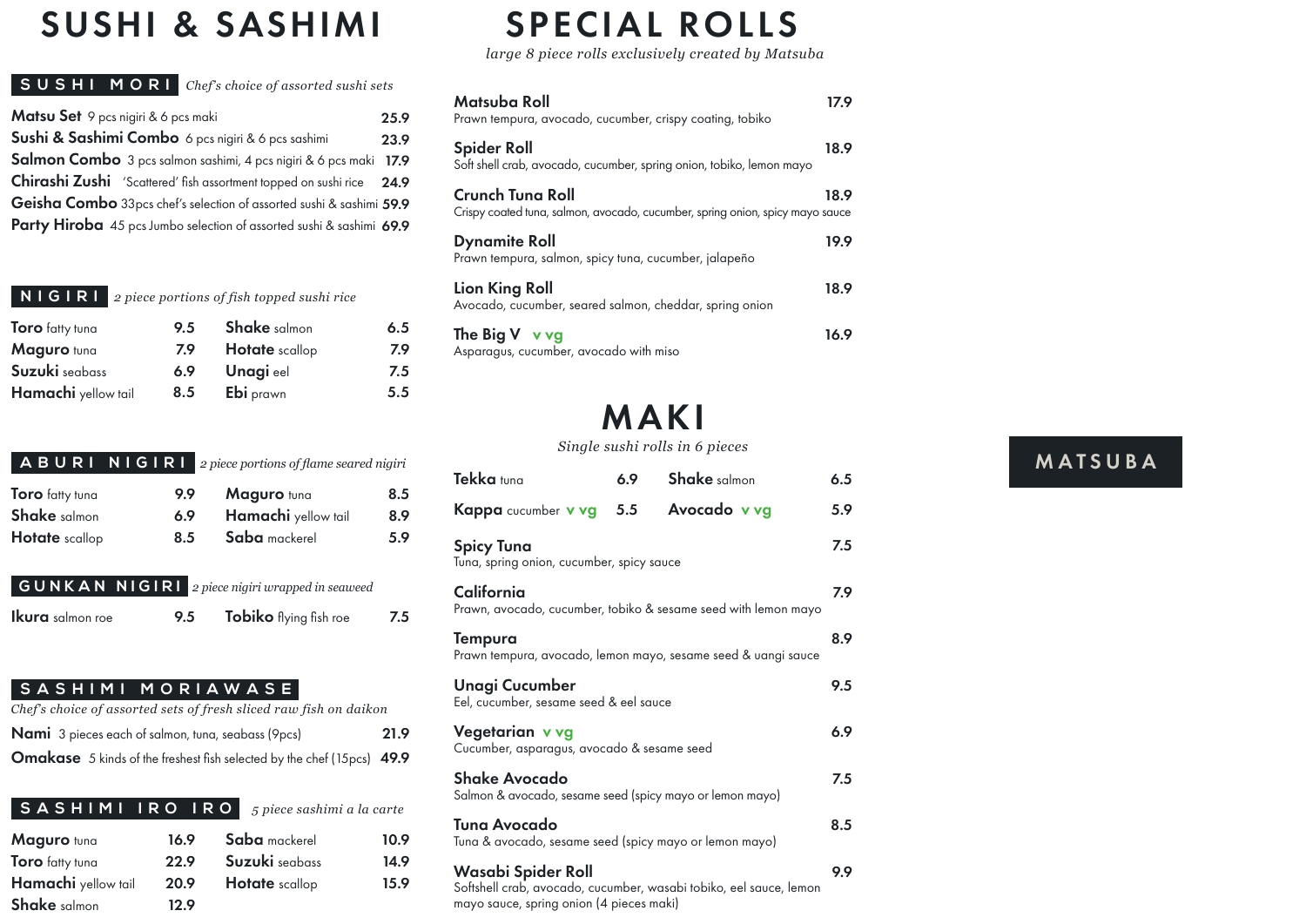# SUSHI & SASHIMI

## SUSHI MORI

*Chef's choice of assorted sushi sets*

| | | |
|---|---|---|
| **Matsu Set** | 9 pcs nigiri & 6 pcs maki | 25.9 |
| **Sushi & Sashimi Combo** | 6 pcs nigiri & 6 pcs sashimi | 23.9 |
| **Salmon Combo** | 3 pcs salmon sashimi, 4 pcs nigiri & 6 pcs maki | 17.9 |
| **Chirashi Zushi** | 'Scattered' fish assortment topped on sushi rice | 24.9 |
| **Geisha Combo** | 33pcs chef's selection of assorted sushi & sashimi | 59.9 |
| **Party Hiroba** | 45 pcs Jumbo selection of assorted sushi & sashimi | 69.9 |

## NIGIRI

*2 piece portions of fish topped sushi rice*

| | | | |
|---|---|---|---|
| **Toro** fatty tuna | 9.5 | **Shake** salmon | 6.5 |
| **Maguro** tuna | 7.9 | **Hotate** scallop | 7.9 |
| **Suzuki** seabass | 6.9 | **Unagi** eel | 7.5 |
| **Hamachi** yellow tail | 8.5 | **Ebi** prawn | 5.5 |

## ABURI NIGIRI

*2 piece portions of flame seared nigiri*

| | | | |
|---|---|---|---|
| **Toro** fatty tuna | 9.9 | **Maguro** tuna | 8.5 |
| **Shake** salmon | 6.9 | **Hamachi** yellow tail | 8.9 |
| **Hotate** scallop | 8.5 | **Saba** mackerel | 5.9 |

## GUNKAN NIGIRI

*2 piece nigiri wrapped in seaweed*

| | | | |
|---|---|---|---|
| **Ikura** salmon roe | 9.5 | **Tobiko** flying fish roe | 7.5 |

## SASHIMI MORIAWASE

*Chef's choice of assorted sets of fresh sliced raw fish on daikon*

| | | |
|---|---|---|
| **Nami** | 3 pieces each of salmon, tuna, seabass (9pcs) | 21.9 |
| **Omakase** | 5 kinds of the freshest fish selected by the chef (15pcs) | 49.9 |

## SASHIMI IRO IRO

*5 piece sashimi a la carte*

| | | | |
|---|---|---|---|
| **Maguro** tuna | 16.9 | **Saba** mackerel | 10.9 |
| **Toro** fatty tuna | 22.9 | **Suzuki** seabass | 14.9 |
| **Hamachi** yellow tail | 20.9 | **Hotate** scallop | 15.9 |
| **Shake** salmon | 12.9 | | |

# SPECIAL ROLLS

*large 8 piece rolls exclusively created by Matsuba*

**Matsuba Roll** — 17.9
Prawn tempura, avocado, cucumber, crispy coating, tobiko

**Spider Roll** — 18.9
Soft shell crab, avocado, cucumber, spring onion, tobiko, lemon mayo

**Crunch Tuna Roll** — 18.9
Crispy coated tuna, salmon, avocado, cucumber, spring onion, spicy mayo sauce

**Dynamite Roll** — 19.9
Prawn tempura, salmon, spicy tuna, cucumber, jalapeño

**Lion King Roll** — 18.9
Avocado, cucumber, seared salmon, cheddar, spring onion

**The Big V** v vg — 16.9
Asparagus, cucumber, avocado with miso

# MAKI

*Single sushi rolls in 6 pieces*

| | | | |
|---|---|---|---|
| **Tekka** tuna | 6.9 | **Shake** salmon | 6.5 |
| **Kappa** cucumber v vg | 5.5 | **Avocado** v vg | 5.9 |

**Spicy Tuna** — 7.5
Tuna, spring onion, cucumber, spicy sauce

**California** — 7.9
Prawn, avocado, cucumber, tobiko & sesame seed with lemon mayo

**Tempura** — 8.9
Prawn tempura, avocado, lemon mayo, sesame seed & uangi sauce

**Unagi Cucumber** — 9.5
Eel, cucumber, sesame seed & eel sauce

**Vegetarian** v vg — 6.9
Cucumber, asparagus, avocado & sesame seed

**Shake Avocado** — 7.5
Salmon & avocado, sesame seed (spicy mayo or lemon mayo)

**Tuna Avocado** — 8.5
Tuna & avocado, sesame seed (spicy mayo or lemon mayo)

**Wasabi Spider Roll** — 9.9
Softshell crab, avocado, cucumber, wasabi tobiko, eel sauce, lemon mayo sauce, spring onion (4 pieces maki)

MATSUBA